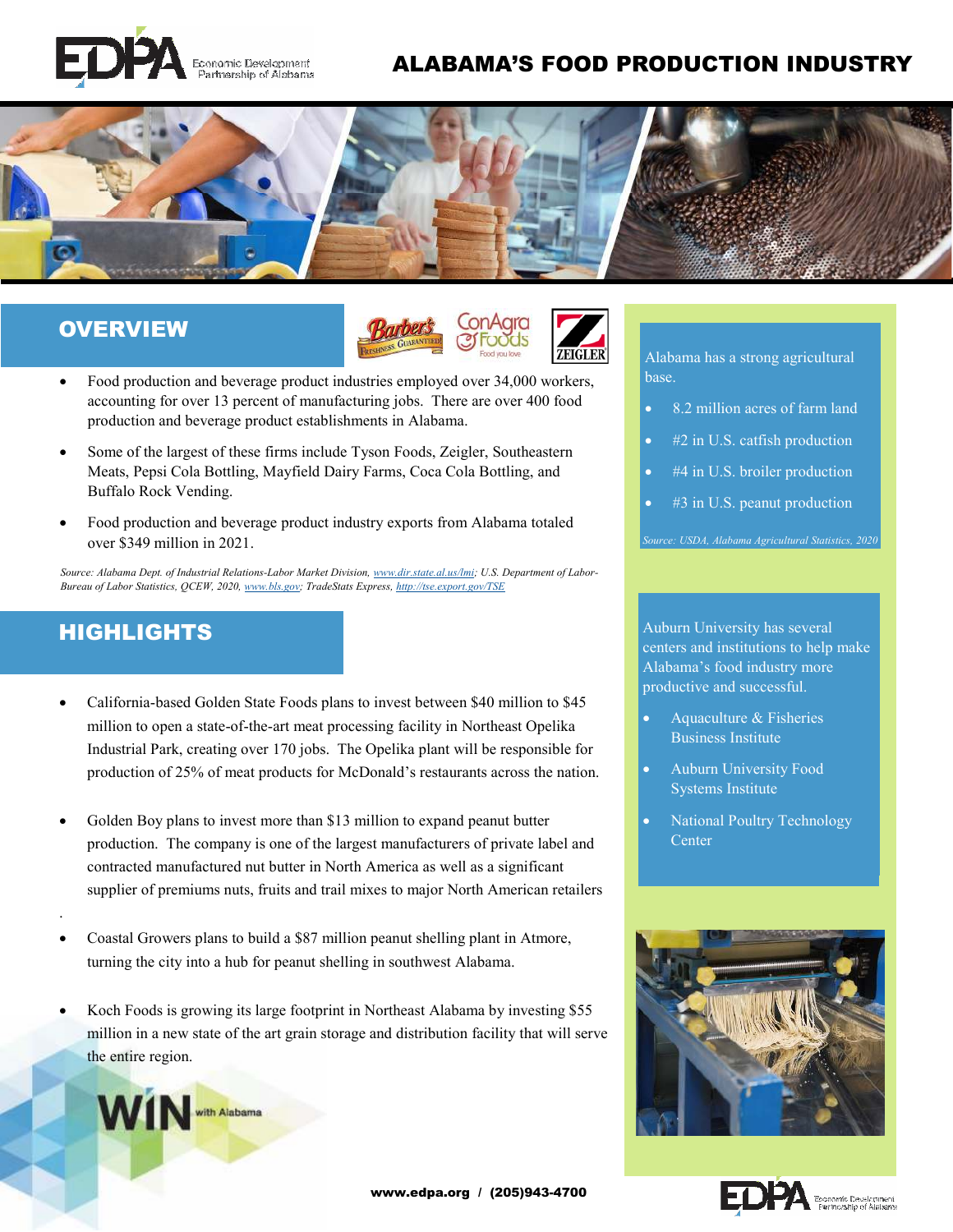# ALABAMA'S FOOD PRODUCTION INDUSTRY

## OVERVIEW

- Food production and beverage product industries employed over 34,000 workers, accounting for over 13 percent of manufacturing jobs. There are over 400 food production and beverage product establishments in Alabama.
- Some of the largest of these firms include Tyson Foods, Zeigler, Southeastern Meats, Pepsi Cola Bottling, Mayfield Dairy Farms, Coca Cola Bottling, and Buffalo Rock Vending.
- Food production and beverage product industry exports from Alabama totaled over $349 million in 2021.

*Source: Alabama Dept. of Industrial Relations-Labor Market Division, www.dir.state.al.us/lmi; U.S. Department of Labor-Bureau of Labor Statistics, QCEW, 2020, www.bls.gov; TradeStats Express, http://tse.export.gov/TSE*

## HIGHLIGHTS

- California-based Golden State Foods plans to invest between $40 million to $45 million to open a state-of-the-art meat processing facility in Northeast Opelika Industrial Park, creating over 170 jobs. The Opelika plant will be responsible for production of 25% of meat products for McDonald's restaurants across the nation.
- Golden Boy plans to invest more than $13 million to expand peanut butter production. The company is one of the largest manufacturers of private label and contracted manufactured nut butter in North America as well as a significant supplier of premiums nuts, fruits and trail mixes to major North American retailers.
- Coastal Growers plans to build a $87 million peanut shelling plant in Atmore, turning the city into a hub for peanut shelling in southwest Alabama.
- Koch Foods is growing its large footprint in Northeast Alabama by investing $55 million in a new state of the art grain storage and distribution facility that will serve the entire region.

Alabama has a strong agricultural base.

- 8.2 million acres of farm land
- #2 in U.S. catfish production
- #4 in U.S. broiler production
- #3 in U.S. peanut production

*Source: USDA, Alabama Agricultural Statistics, 2020*

Auburn University has several centers and institutions to help make Alabama's food industry more productive and successful.

- Aquaculture & Fisheries Business Institute
- Auburn University Food Systems Institute
- National Poultry Technology Center

www.edpa.org / (205)943-4700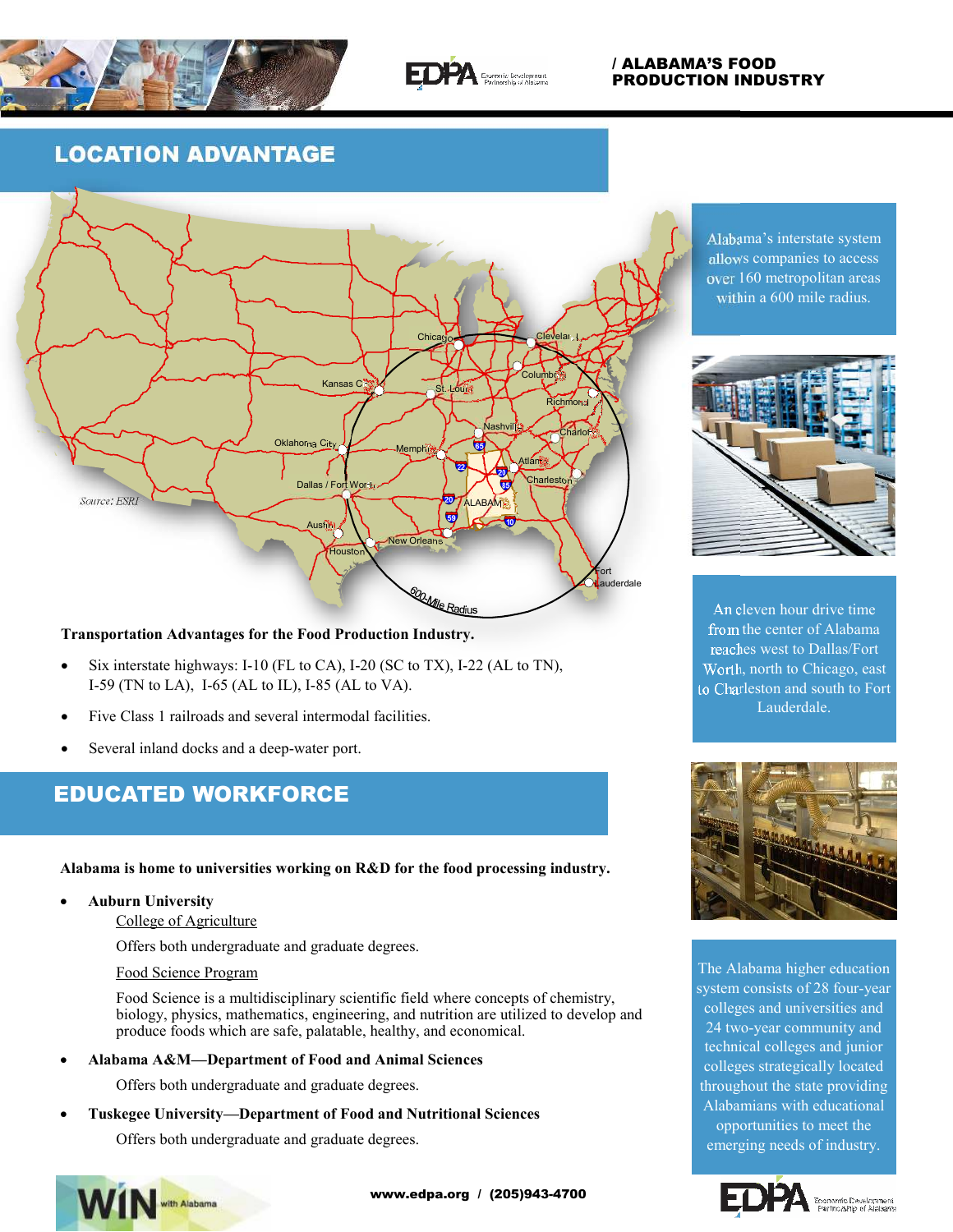## LOCATION ADVANTAGE

Source: ESRI

Alabama's interstate system allows companies to access over 160 metropolitan areas within a 600 mile radius.

**Transportation Advantages for the Food Production Industry.**

- Six interstate highways: I-10 (FL to CA), I-20 (SC to TX), I-22 (AL to TN), I-59 (TN to LA), I-65 (AL to IL), I-85 (AL to VA).
- Five Class 1 railroads and several intermodal facilities.
- Several inland docks and a deep-water port.

An eleven hour drive time from the center of Alabama reaches west to Dallas/Fort Worth, north to Chicago, east to Charleston and south to Fort Lauderdale.

## EDUCATED WORKFORCE

**Alabama is home to universities working on R&D for the food processing industry.**

- **Auburn University**

  College of Agriculture

  Offers both undergraduate and graduate degrees.

  Food Science Program

  Food Science is a multidisciplinary scientific field where concepts of chemistry, biology, physics, mathematics, engineering, and nutrition are utilized to develop and produce foods which are safe, palatable, healthy, and economical.

- **Alabama A&M—Department of Food and Animal Sciences**

  Offers both undergraduate and graduate degrees.

- **Tuskegee University—Department of Food and Nutritional Sciences**

  Offers both undergraduate and graduate degrees.

The Alabama higher education system consists of 28 four-year colleges and universities and 24 two-year community and technical colleges and junior colleges strategically located throughout the state providing Alabamians with educational opportunities to meet the emerging needs of industry.

www.edpa.org / (205)943-4700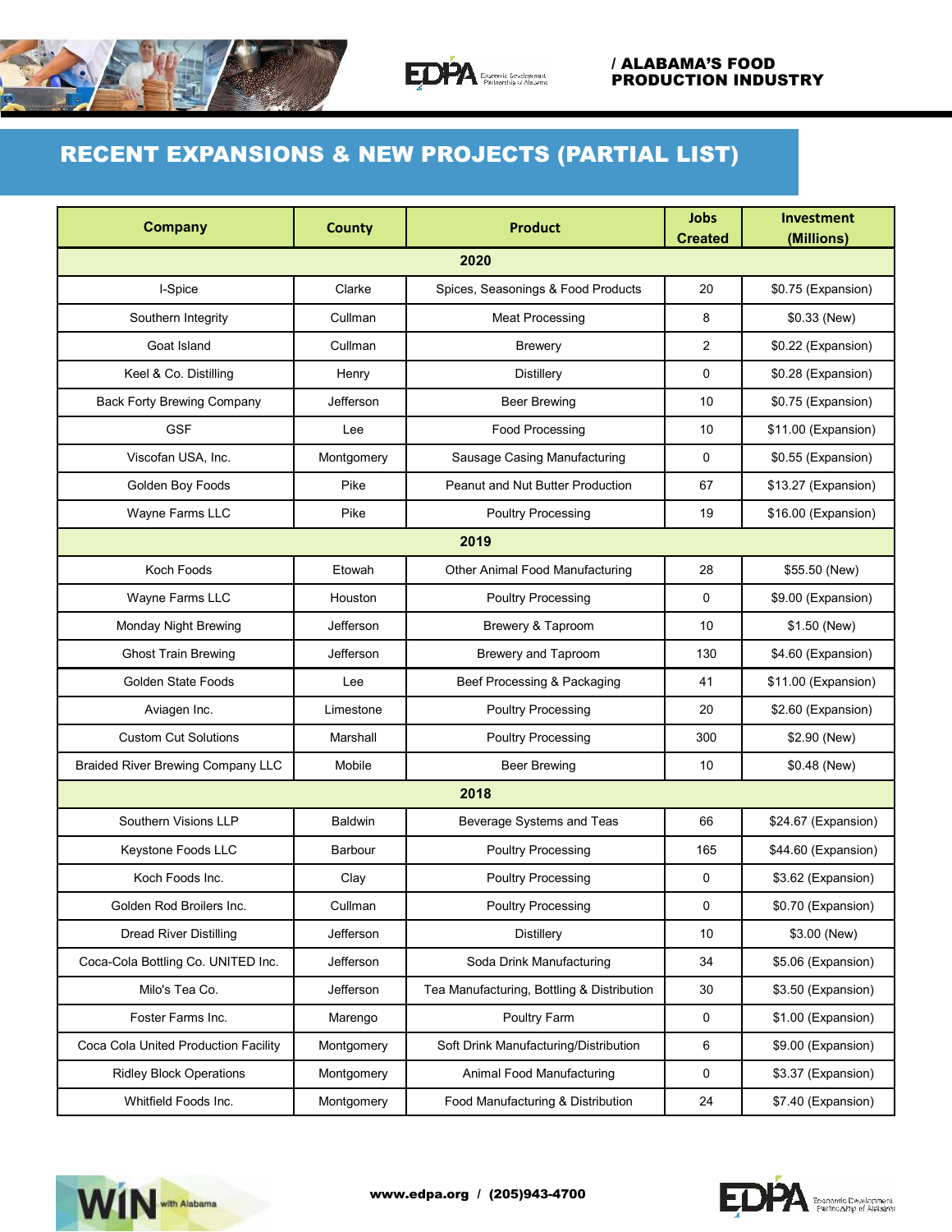## RECENT EXPANSIONS & NEW PROJECTS (PARTIAL LIST)

| Company | County | Product | Jobs Created | Investment (Millions) |
|---|---|---|---|---|
| **2020** | | | | |
| I-Spice | Clarke | Spices, Seasonings & Food Products | 20 | $0.75 (Expansion) |
| Southern Integrity | Cullman | Meat Processing | 8 | $0.33 (New) |
| Goat Island | Cullman | Brewery | 2 | $0.22 (Expansion) |
| Keel & Co. Distilling | Henry | Distillery | 0 | $0.28 (Expansion) |
| Back Forty Brewing Company | Jefferson | Beer Brewing | 10 | $0.75 (Expansion) |
| GSF | Lee | Food Processing | 10 | $11.00 (Expansion) |
| Viscofan USA, Inc. | Montgomery | Sausage Casing Manufacturing | 0 | $0.55 (Expansion) |
| Golden Boy Foods | Pike | Peanut and Nut Butter Production | 67 | $13.27 (Expansion) |
| Wayne Farms LLC | Pike | Poultry Processing | 19 | $16.00 (Expansion) |
| **2019** | | | | |
| Koch Foods | Etowah | Other Animal Food Manufacturing | 28 | $55.50 (New) |
| Wayne Farms LLC | Houston | Poultry Processing | 0 | $9.00 (Expansion) |
| Monday Night Brewing | Jefferson | Brewery & Taproom | 10 | $1.50 (New) |
| Ghost Train Brewing | Jefferson | Brewery and Taproom | 130 | $4.60 (Expansion) |
| Golden State Foods | Lee | Beef Processing & Packaging | 41 | $11.00 (Expansion) |
| Aviagen Inc. | Limestone | Poultry Processing | 20 | $2.60 (Expansion) |
| Custom Cut Solutions | Marshall | Poultry Processing | 300 | $2.90 (New) |
| Braided River Brewing Company LLC | Mobile | Beer Brewing | 10 | $0.48 (New) |
| **2018** | | | | |
| Southern Visions LLP | Baldwin | Beverage Systems and Teas | 66 | $24.67 (Expansion) |
| Keystone Foods LLC | Barbour | Poultry Processing | 165 | $44.60 (Expansion) |
| Koch Foods Inc. | Clay | Poultry Processing | 0 | $3.62 (Expansion) |
| Golden Rod Broilers Inc. | Cullman | Poultry Processing | 0 | $0.70 (Expansion) |
| Dread River Distilling | Jefferson | Distillery | 10 | $3.00 (New) |
| Coca-Cola Bottling Co. UNITED Inc. | Jefferson | Soda Drink Manufacturing | 34 | $5.06 (Expansion) |
| Milo's Tea Co. | Jefferson | Tea Manufacturing, Bottling & Distribution | 30 | $3.50 (Expansion) |
| Foster Farms Inc. | Marengo | Poultry Farm | 0 | $1.00 (Expansion) |
| Coca Cola United Production Facility | Montgomery | Soft Drink Manufacturing/Distribution | 6 | $9.00 (Expansion) |
| Ridley Block Operations | Montgomery | Animal Food Manufacturing | 0 | $3.37 (Expansion) |
| Whitfield Foods Inc. | Montgomery | Food Manufacturing & Distribution | 24 | $7.40 (Expansion) |

www.edpa.org / (205)943-4700